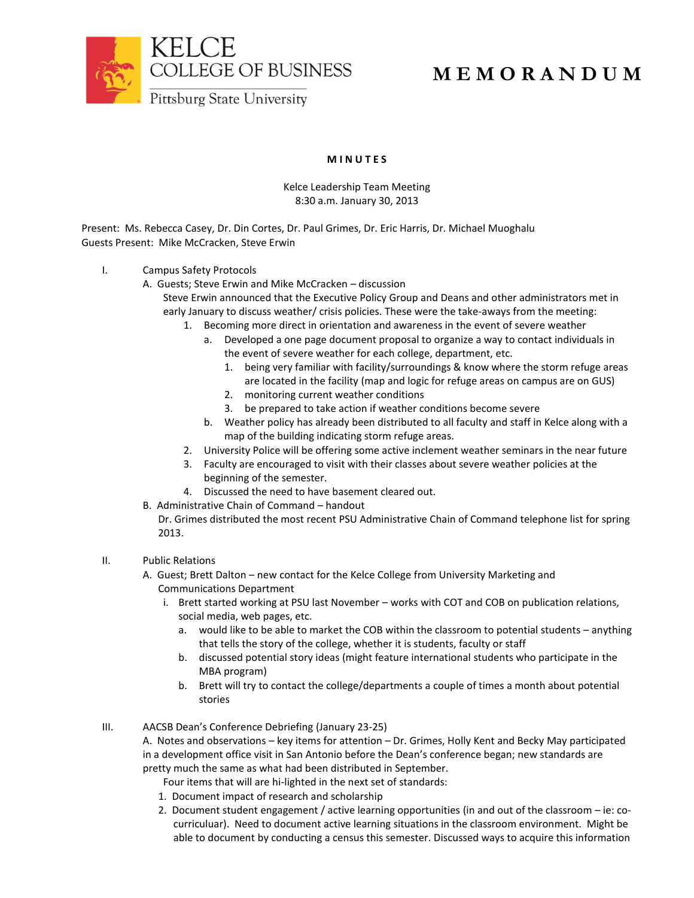KELCE
COLLEGE OF BUSINESS
Pittsburg State University

# MEMORANDUM

**MINUTES**

Kelce Leadership Team Meeting
8:30 a.m. January 30, 2013

Present: Ms. Rebecca Casey, Dr. Din Cortes, Dr. Paul Grimes, Dr. Eric Harris, Dr. Michael Muoghalu
Guests Present: Mike McCracken, Steve Erwin

I. Campus Safety Protocols

A. Guests; Steve Erwin and Mike McCracken – discussion

Steve Erwin announced that the Executive Policy Group and Deans and other administrators met in early January to discuss weather/ crisis policies. These were the take-aways from the meeting:

1. Becoming more direct in orientation and awareness in the event of severe weather
   a. Developed a one page document proposal to organize a way to contact individuals in the event of severe weather for each college, department, etc.
      1. being very familiar with facility/surroundings & know where the storm refuge areas are located in the facility (map and logic for refuge areas on campus are on GUS)
      2. monitoring current weather conditions
      3. be prepared to take action if weather conditions become severe
   b. Weather policy has already been distributed to all faculty and staff in Kelce along with a map of the building indicating storm refuge areas.
2. University Police will be offering some active inclement weather seminars in the near future
3. Faculty are encouraged to visit with their classes about severe weather policies at the beginning of the semester.
4. Discussed the need to have basement cleared out.

B. Administrative Chain of Command – handout

Dr. Grimes distributed the most recent PSU Administrative Chain of Command telephone list for spring 2013.

II. Public Relations

A. Guest; Brett Dalton – new contact for the Kelce College from University Marketing and Communications Department

i. Brett started working at PSU last November – works with COT and COB on publication relations, social media, web pages, etc.
   a. would like to be able to market the COB within the classroom to potential students – anything that tells the story of the college, whether it is students, faculty or staff
   b. discussed potential story ideas (might feature international students who participate in the MBA program)
   b. Brett will try to contact the college/departments a couple of times a month about potential stories

III. AACSB Dean's Conference Debriefing (January 23-25)

A. Notes and observations – key items for attention – Dr. Grimes, Holly Kent and Becky May participated in a development office visit in San Antonio before the Dean's conference began; new standards are pretty much the same as what had been distributed in September.

Four items that will are hi-lighted in the next set of standards:

1. Document impact of research and scholarship
2. Document student engagement / active learning opportunities (in and out of the classroom – ie: co-curricular). Need to document active learning situations in the classroom environment. Might be able to document by conducting a census this semester. Discussed ways to acquire this information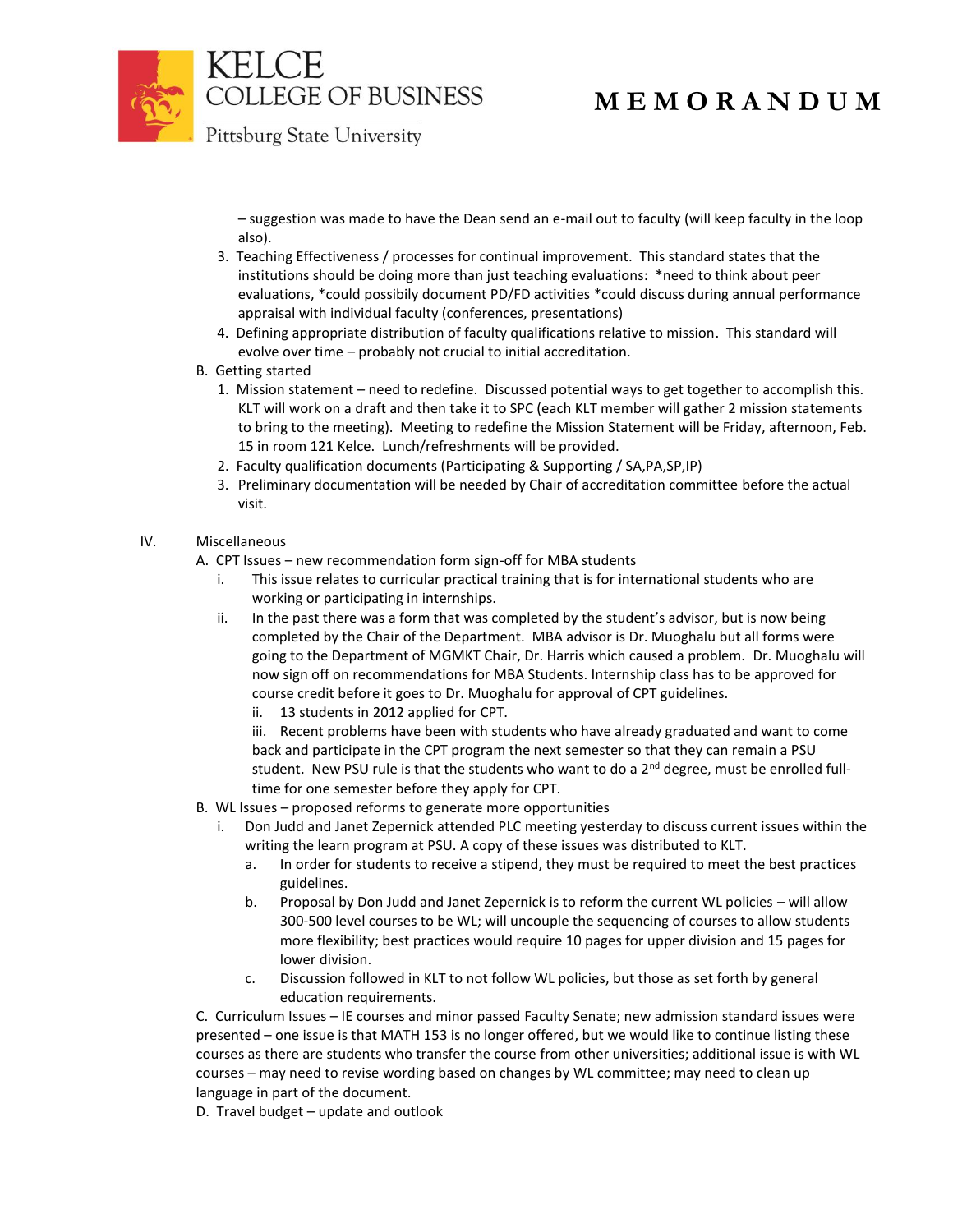– suggestion was made to have the Dean send an e-mail out to faculty (will keep faculty in the loop also).

3. Teaching Effectiveness / processes for continual improvement. This standard states that the institutions should be doing more than just teaching evaluations: *need to think about peer evaluations, *could possibly document PD/FD activities *could discuss during annual performance appraisal with individual faculty (conferences, presentations)
4. Defining appropriate distribution of faculty qualifications relative to mission. This standard will evolve over time – probably not crucial to initial accreditation.

B. Getting started

1. Mission statement – need to redefine. Discussed potential ways to get together to accomplish this. KLT will work on a draft and then take it to SPC (each KLT member will gather 2 mission statements to bring to the meeting). Meeting to redefine the Mission Statement will be Friday, afternoon, Feb. 15 in room 121 Kelce. Lunch/refreshments will be provided.
2. Faculty qualification documents (Participating & Supporting / SA,PA,SP,IP)
3. Preliminary documentation will be needed by Chair of accreditation committee before the actual visit.

IV. Miscellaneous

A. CPT Issues – new recommendation form sign-off for MBA students

i. This issue relates to curricular practical training that is for international students who are working or participating in internships.

ii. In the past there was a form that was completed by the student's advisor, but is now being completed by the Chair of the Department. MBA advisor is Dr. Muoghalu but all forms were going to the Department of MGMKT Chair, Dr. Harris which caused a problem. Dr. Muoghalu will now sign off on recommendations for MBA Students. Internship class has to be approved for course credit before it goes to Dr. Muoghalu for approval of CPT guidelines.

ii. 13 students in 2012 applied for CPT.

iii. Recent problems have been with students who have already graduated and want to come back and participate in the CPT program the next semester so that they can remain a PSU student. New PSU rule is that the students who want to do a 2nd degree, must be enrolled full-time for one semester before they apply for CPT.

B. WL Issues – proposed reforms to generate more opportunities

i. Don Judd and Janet Zepernick attended PLC meeting yesterday to discuss current issues within the writing the learn program at PSU. A copy of these issues was distributed to KLT.

a. In order for students to receive a stipend, they must be required to meet the best practices guidelines.

b. Proposal by Don Judd and Janet Zepernick is to reform the current WL policies – will allow 300-500 level courses to be WL; will uncouple the sequencing of courses to allow students more flexibility; best practices would require 10 pages for upper division and 15 pages for lower division.

c. Discussion followed in KLT to not follow WL policies, but those as set forth by general education requirements.

C. Curriculum Issues – IE courses and minor passed Faculty Senate; new admission standard issues were presented – one issue is that MATH 153 is no longer offered, but we would like to continue listing these courses as there are students who transfer the course from other universities; additional issue is with WL courses – may need to revise wording based on changes by WL committee; may need to clean up language in part of the document.

D. Travel budget – update and outlook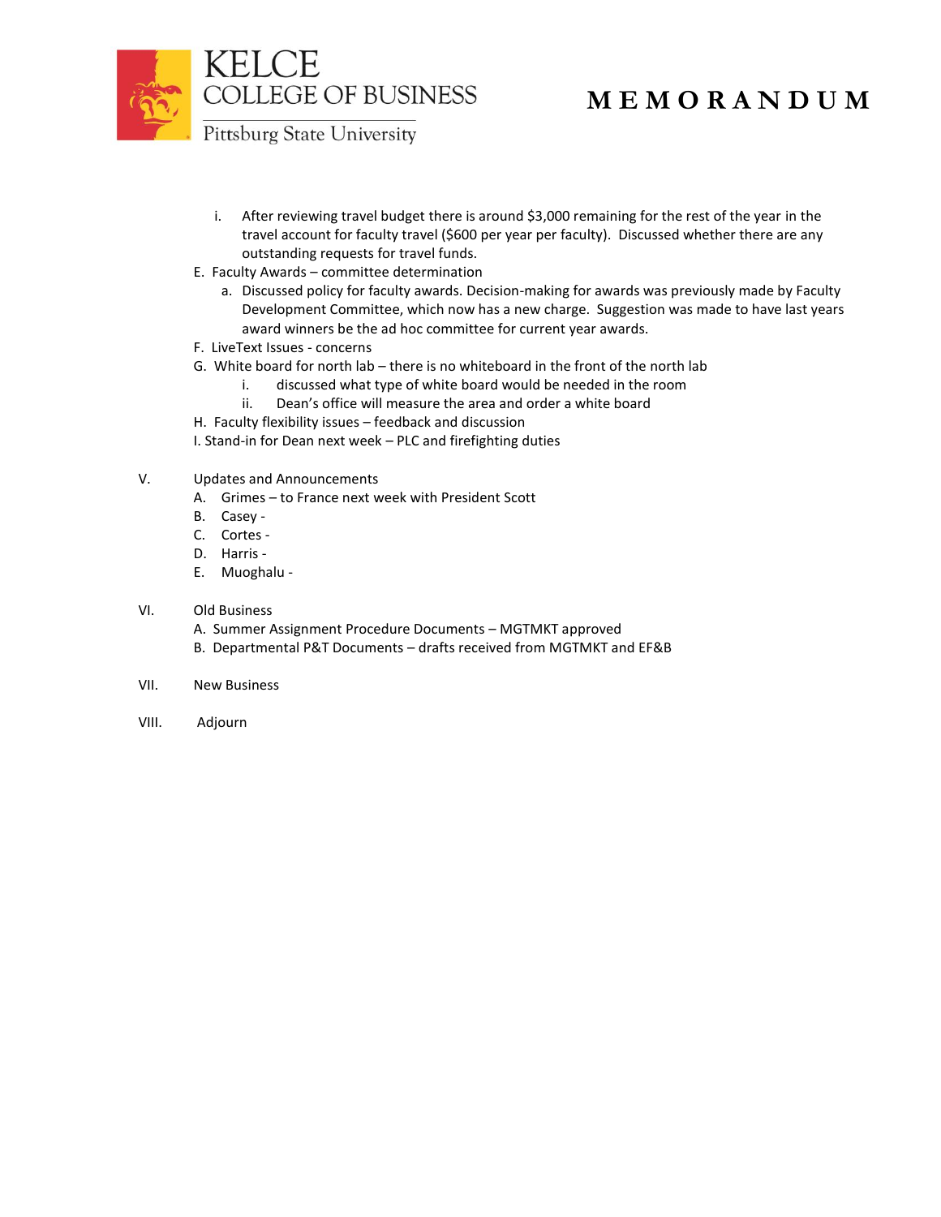i. After reviewing travel budget there is around $3,000 remaining for the rest of the year in the travel account for faculty travel ($600 per year per faculty). Discussed whether there are any outstanding requests for travel funds.

E. Faculty Awards – committee determination
   a. Discussed policy for faculty awards. Decision-making for awards was previously made by Faculty Development Committee, which now has a new charge. Suggestion was made to have last years award winners be the ad hoc committee for current year awards.

F. LiveText Issues - concerns

G. White board for north lab – there is no whiteboard in the front of the north lab
   i. discussed what type of white board would be needed in the room
   ii. Dean's office will measure the area and order a white board

H. Faculty flexibility issues – feedback and discussion

I. Stand-in for Dean next week – PLC and firefighting duties

V. Updates and Announcements
   A. Grimes – to France next week with President Scott
   B. Casey -
   C. Cortes -
   D. Harris -
   E. Muoghalu -

VI. Old Business
   A. Summer Assignment Procedure Documents – MGTMKT approved
   B. Departmental P&T Documents – drafts received from MGTMKT and EF&B

VII. New Business

VIII. Adjourn